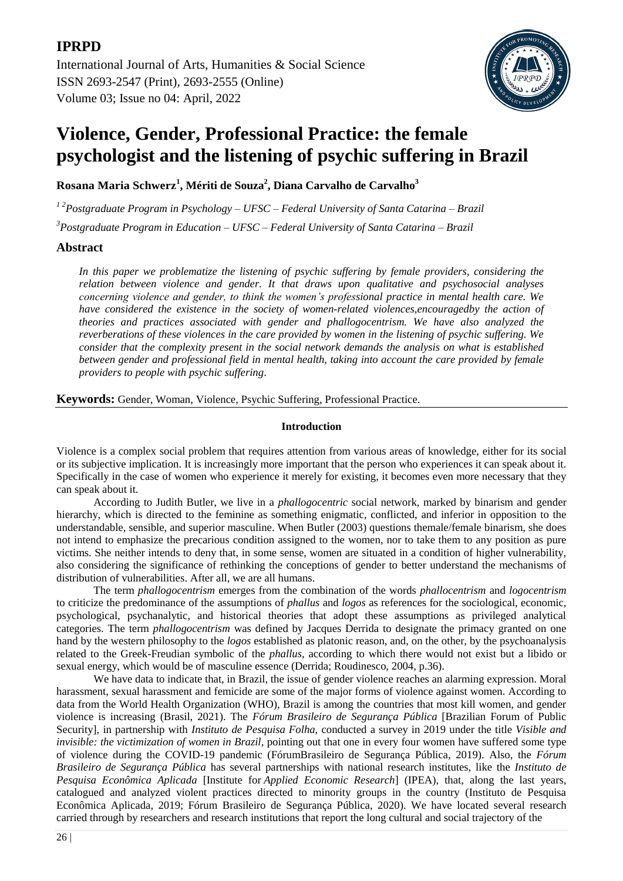**IPRPD**

International Journal of Arts, Humanities & Social Science
ISSN 2693-2547 (Print), 2693-2555 (Online)
Volume 03; Issue no 04: April, 2022

# Violence, Gender, Professional Practice: the female psychologist and the listening of psychic suffering in Brazil

**Rosana Maria Schwerz[1], Mériti de Souza[2], Diana Carvalho de Carvalho[3]**

*[1 2]Postgraduate Program in Psychology – UFSC – Federal University of Santa Catarina – Brazil*

*[3]Postgraduate Program in Education – UFSC – Federal University of Santa Catarina – Brazil*

## Abstract

*In this paper we problematize the listening of psychic suffering by female providers, considering the relation between violence and gender. It that draws upon qualitative and psychosocial analyses concerning violence and gender, to think the women's professional practice in mental health care. We have considered the existence in the society of women-related violences,encouragedby the action of theories and practices associated with gender and phallogocentrism. We have also analyzed the reverberations of these violences in the care provided by women in the listening of psychic suffering. We consider that the complexity present in the social network demands the analysis on what is established between gender and professional field in mental health, taking into account the care provided by female providers to people with psychic suffering.*

**Keywords:** Gender, Woman, Violence, Psychic Suffering, Professional Practice.

## Introduction

Violence is a complex social problem that requires attention from various areas of knowledge, either for its social or its subjective implication. It is increasingly more important that the person who experiences it can speak about it. Specifically in the case of women who experience it merely for existing, it becomes even more necessary that they can speak about it.

According to Judith Butler, we live in a *phallogocentric* social network, marked by binarism and gender hierarchy, which is directed to the feminine as something enigmatic, conflicted, and inferior in opposition to the understandable, sensible, and superior masculine. When Butler (2003) questions themale/female binarism, she does not intend to emphasize the precarious condition assigned to the women, nor to take them to any position as pure victims. She neither intends to deny that, in some sense, women are situated in a condition of higher vulnerability, also considering the significance of rethinking the conceptions of gender to better understand the mechanisms of distribution of vulnerabilities. After all, we are all humans.

The term *phallogocentrism* emerges from the combination of the words *phallocentrism* and *logocentrism* to criticize the predominance of the assumptions of *phallus* and *logos* as references for the sociological, economic, psychological, psychanalytic, and historical theories that adopt these assumptions as privileged analytical categories. The term *phallogocentrism* was defined by Jacques Derrida to designate the primacy granted on one hand by the western philosophy to the *logos* established as platonic reason, and, on the other, by the psychoanalysis related to the Greek-Freudian symbolic of the *phallus*, according to which there would not exist but a libido or sexual energy, which would be of masculine essence (Derrida; Roudinesco, 2004, p.36).

We have data to indicate that, in Brazil, the issue of gender violence reaches an alarming expression. Moral harassment, sexual harassment and femicide are some of the major forms of violence against women. According to data from the World Health Organization (WHO), Brazil is among the countries that most kill women, and gender violence is increasing (Brasil, 2021). The *Fórum Brasileiro de Segurança Pública* [Brazilian Forum of Public Security], in partnership with *Instituto de Pesquisa Folha*, conducted a survey in 2019 under the title *Visible and invisible: the victimization of women in Brazil*, pointing out that one in every four women have suffered some type of violence during the COVID-19 pandemic (FórumBrasileiro de Segurança Pública, 2019). Also, the *Fórum Brasileiro de Segurança Pública* has several partnerships with national research institutes, like the *Instituto de Pesquisa Econômica Aplicada* [Institute for *Applied Economic Research*] (IPEA), that, along the last years, catalogued and analyzed violent practices directed to minority groups in the country (Instituto de Pesquisa Econômica Aplicada, 2019; Fórum Brasileiro de Segurança Pública, 2020). We have located several research carried through by researchers and research institutions that report the long cultural and social trajectory of the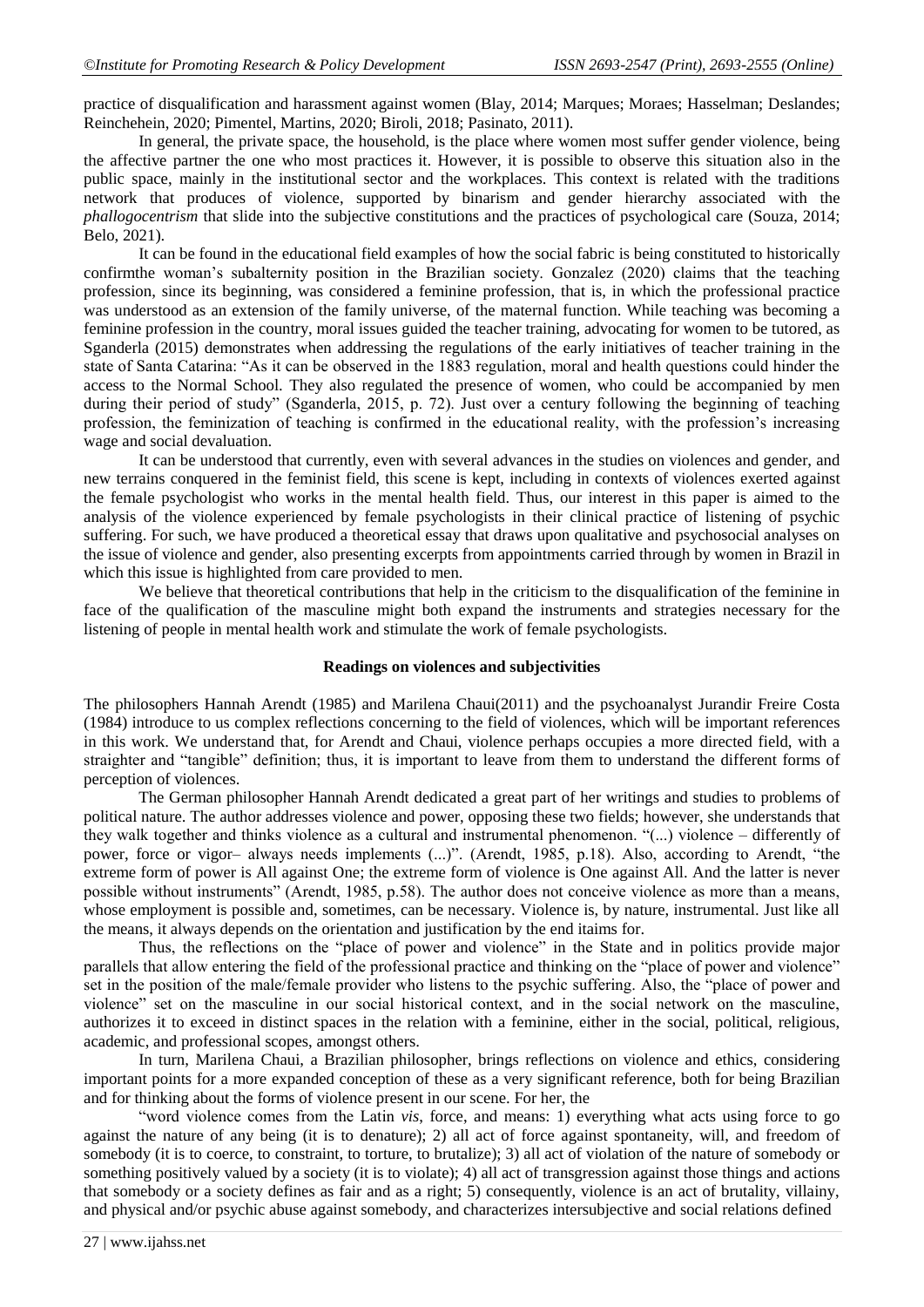practice of disqualification and harassment against women (Blay, 2014; Marques; Moraes; Hasselman; Deslandes; Reinchehein, 2020; Pimentel, Martins, 2020; Biroli, 2018; Pasinato, 2011).

In general, the private space, the household, is the place where women most suffer gender violence, being the affective partner the one who most practices it. However, it is possible to observe this situation also in the public space, mainly in the institutional sector and the workplaces. This context is related with the traditions network that produces of violence, supported by binarism and gender hierarchy associated with the *phallogocentrism* that slide into the subjective constitutions and the practices of psychological care (Souza, 2014; Belo, 2021).

It can be found in the educational field examples of how the social fabric is being constituted to historically confirmthe woman's subalternity position in the Brazilian society. Gonzalez (2020) claims that the teaching profession, since its beginning, was considered a feminine profession, that is, in which the professional practice was understood as an extension of the family universe, of the maternal function. While teaching was becoming a feminine profession in the country, moral issues guided the teacher training, advocating for women to be tutored, as Sganderla (2015) demonstrates when addressing the regulations of the early initiatives of teacher training in the state of Santa Catarina: "As it can be observed in the 1883 regulation, moral and health questions could hinder the access to the Normal School. They also regulated the presence of women, who could be accompanied by men during their period of study" (Sganderla, 2015, p. 72). Just over a century following the beginning of teaching profession, the feminization of teaching is confirmed in the educational reality, with the profession's increasing wage and social devaluation.

It can be understood that currently, even with several advances in the studies on violences and gender, and new terrains conquered in the feminist field, this scene is kept, including in contexts of violences exerted against the female psychologist who works in the mental health field. Thus, our interest in this paper is aimed to the analysis of the violence experienced by female psychologists in their clinical practice of listening of psychic suffering. For such, we have produced a theoretical essay that draws upon qualitative and psychosocial analyses on the issue of violence and gender, also presenting excerpts from appointments carried through by women in Brazil in which this issue is highlighted from care provided to men.

We believe that theoretical contributions that help in the criticism to the disqualification of the feminine in face of the qualification of the masculine might both expand the instruments and strategies necessary for the listening of people in mental health work and stimulate the work of female psychologists.

## Readings on violences and subjectivities

The philosophers Hannah Arendt (1985) and Marilena Chaui(2011) and the psychoanalyst Jurandir Freire Costa (1984) introduce to us complex reflections concerning to the field of violences, which will be important references in this work. We understand that, for Arendt and Chaui, violence perhaps occupies a more directed field, with a straighter and "tangible" definition; thus, it is important to leave from them to understand the different forms of perception of violences.

The German philosopher Hannah Arendt dedicated a great part of her writings and studies to problems of political nature. The author addresses violence and power, opposing these two fields; however, she understands that they walk together and thinks violence as a cultural and instrumental phenomenon. "(...) violence – differently of power, force or vigor– always needs implements (...)". (Arendt, 1985, p.18). Also, according to Arendt, "the extreme form of power is All against One; the extreme form of violence is One against All. And the latter is never possible without instruments" (Arendt, 1985, p.58). The author does not conceive violence as more than a means, whose employment is possible and, sometimes, can be necessary. Violence is, by nature, instrumental. Just like all the means, it always depends on the orientation and justification by the end itaims for.

Thus, the reflections on the "place of power and violence" in the State and in politics provide major parallels that allow entering the field of the professional practice and thinking on the "place of power and violence" set in the position of the male/female provider who listens to the psychic suffering. Also, the "place of power and violence" set on the masculine in our social historical context, and in the social network on the masculine, authorizes it to exceed in distinct spaces in the relation with a feminine, either in the social, political, religious, academic, and professional scopes, amongst others.

In turn, Marilena Chaui, a Brazilian philosopher, brings reflections on violence and ethics, considering important points for a more expanded conception of these as a very significant reference, both for being Brazilian and for thinking about the forms of violence present in our scene. For her, the

"word violence comes from the Latin *vis*, force, and means: 1) everything what acts using force to go against the nature of any being (it is to denature); 2) all act of force against spontaneity, will, and freedom of somebody (it is to coerce, to constraint, to torture, to brutalize); 3) all act of violation of the nature of somebody or something positively valued by a society (it is to violate); 4) all act of transgression against those things and actions that somebody or a society defines as fair and as a right; 5) consequently, violence is an act of brutality, villainy, and physical and/or psychic abuse against somebody, and characterizes intersubjective and social relations defined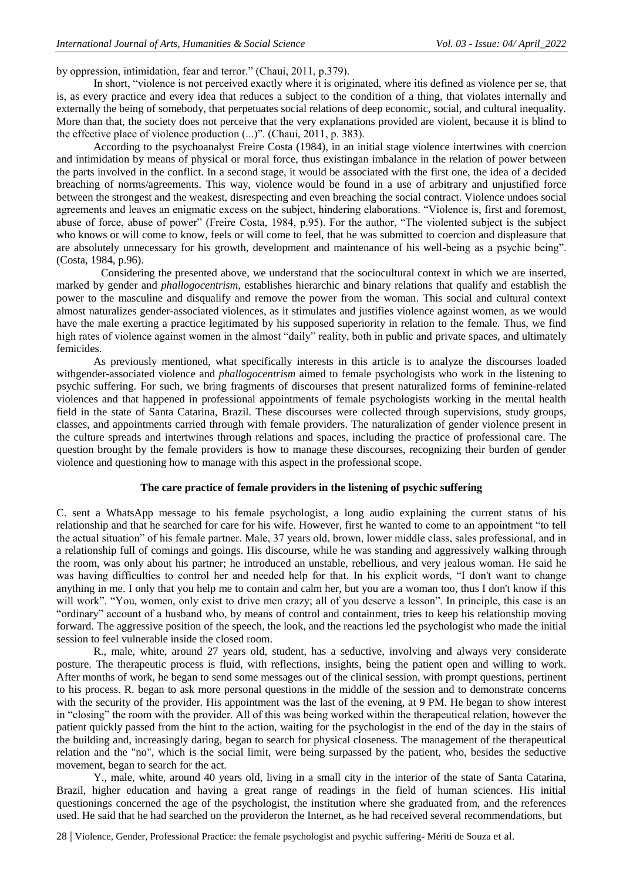by oppression, intimidation, fear and terror." (Chaui, 2011, p.379).

In short, "violence is not perceived exactly where it is originated, where itis defined as violence per se, that is, as every practice and every idea that reduces a subject to the condition of a thing, that violates internally and externally the being of somebody, that perpetuates social relations of deep economic, social, and cultural inequality. More than that, the society does not perceive that the very explanations provided are violent, because it is blind to the effective place of violence production (...)". (Chaui, 2011, p. 383).

According to the psychoanalyst Freire Costa (1984), in an initial stage violence intertwines with coercion and intimidation by means of physical or moral force, thus existingan imbalance in the relation of power between the parts involved in the conflict. In a second stage, it would be associated with the first one, the idea of a decided breaching of norms/agreements. This way, violence would be found in a use of arbitrary and unjustified force between the strongest and the weakest, disrespecting and even breaching the social contract. Violence undoes social agreements and leaves an enigmatic excess on the subject, hindering elaborations. "Violence is, first and foremost, abuse of force, abuse of power" (Freire Costa, 1984, p.95). For the author, "The violented subject is the subject who knows or will come to know, feels or will come to feel, that he was submitted to coercion and displeasure that are absolutely unnecessary for his growth, development and maintenance of his well-being as a psychic being". (Costa, 1984, p.96).

Considering the presented above, we understand that the sociocultural context in which we are inserted, marked by gender and *phallogocentrism*, establishes hierarchic and binary relations that qualify and establish the power to the masculine and disqualify and remove the power from the woman. This social and cultural context almost naturalizes gender-associated violences, as it stimulates and justifies violence against women, as we would have the male exerting a practice legitimated by his supposed superiority in relation to the female. Thus, we find high rates of violence against women in the almost "daily" reality, both in public and private spaces, and ultimately femicides.

As previously mentioned, what specifically interests in this article is to analyze the discourses loaded withgender-associated violence and *phallogocentrism* aimed to female psychologists who work in the listening to psychic suffering. For such, we bring fragments of discourses that present naturalized forms of feminine-related violences and that happened in professional appointments of female psychologists working in the mental health field in the state of Santa Catarina, Brazil. These discourses were collected through supervisions, study groups, classes, and appointments carried through with female providers. The naturalization of gender violence present in the culture spreads and intertwines through relations and spaces, including the practice of professional care. The question brought by the female providers is how to manage these discourses, recognizing their burden of gender violence and questioning how to manage with this aspect in the professional scope.

## The care practice of female providers in the listening of psychic suffering

C. sent a WhatsApp message to his female psychologist, a long audio explaining the current status of his relationship and that he searched for care for his wife. However, first he wanted to come to an appointment "to tell the actual situation" of his female partner. Male, 37 years old, brown, lower middle class, sales professional, and in a relationship full of comings and goings. His discourse, while he was standing and aggressively walking through the room, was only about his partner; he introduced an unstable, rebellious, and very jealous woman. He said he was having difficulties to control her and needed help for that. In his explicit words, "I don't want to change anything in me. I only that you help me to contain and calm her, but you are a woman too, thus I don't know if this will work". "You, women, only exist to drive men crazy; all of you deserve a lesson". In principle, this case is an "ordinary" account of a husband who, by means of control and containment, tries to keep his relationship moving forward. The aggressive position of the speech, the look, and the reactions led the psychologist who made the initial session to feel vulnerable inside the closed room.

R., male, white, around 27 years old, student, has a seductive, involving and always very considerate posture. The therapeutic process is fluid, with reflections, insights, being the patient open and willing to work. After months of work, he began to send some messages out of the clinical session, with prompt questions, pertinent to his process. R. began to ask more personal questions in the middle of the session and to demonstrate concerns with the security of the provider. His appointment was the last of the evening, at 9 PM. He began to show interest in "closing" the room with the provider. All of this was being worked within the therapeutical relation, however the patient quickly passed from the hint to the action, waiting for the psychologist in the end of the day in the stairs of the building and, increasingly daring, began to search for physical closeness. The management of the therapeutical relation and the "no", which is the social limit, were being surpassed by the patient, who, besides the seductive movement, began to search for the act.

Y., male, white, around 40 years old, living in a small city in the interior of the state of Santa Catarina, Brazil, higher education and having a great range of readings in the field of human sciences. His initial questionings concerned the age of the psychologist, the institution where she graduated from, and the references used. He said that he had searched on the provideron the Internet, as he had received several recommendations, but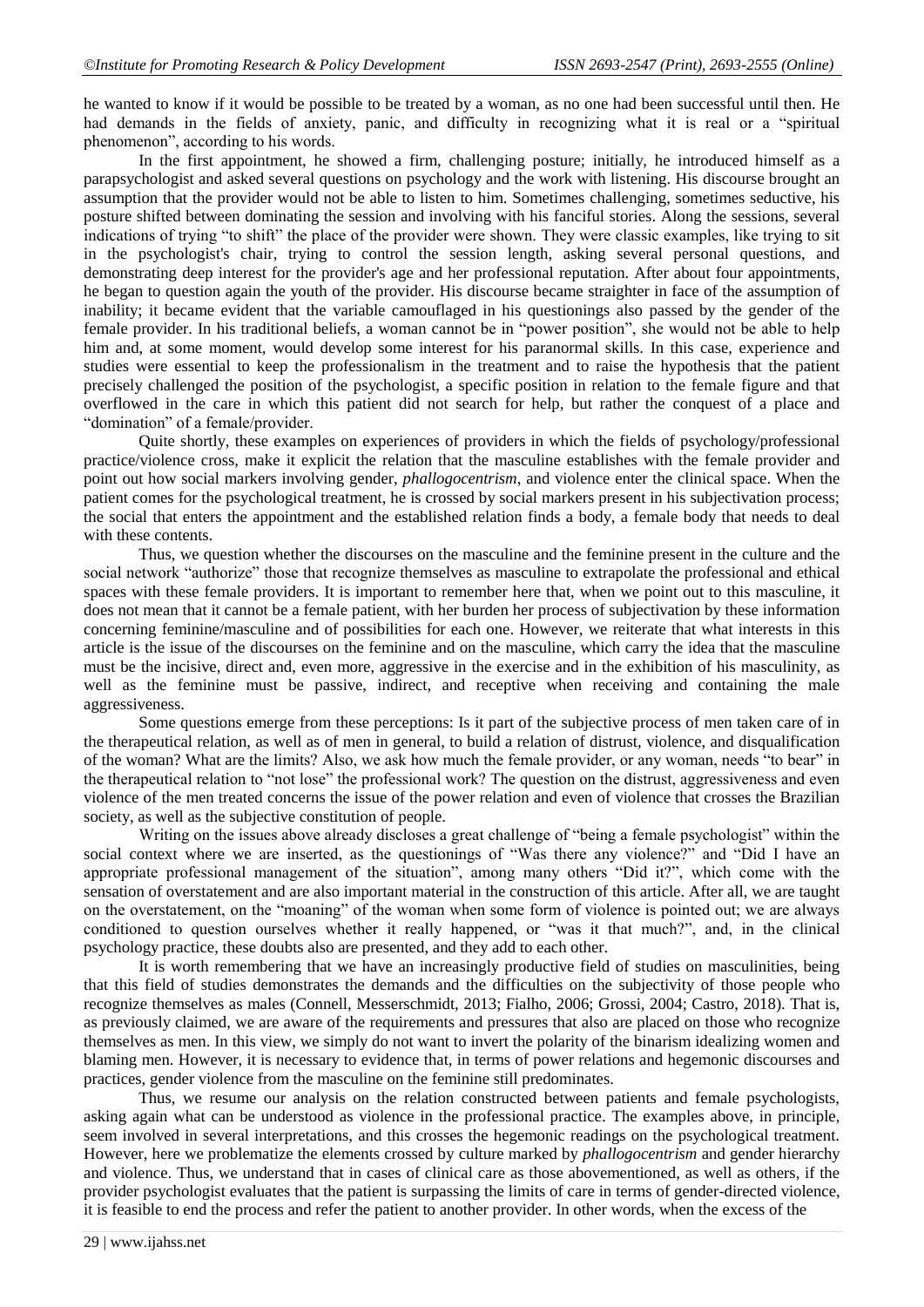he wanted to know if it would be possible to be treated by a woman, as no one had been successful until then. He had demands in the fields of anxiety, panic, and difficulty in recognizing what it is real or a "spiritual phenomenon", according to his words.

In the first appointment, he showed a firm, challenging posture; initially, he introduced himself as a parapsychologist and asked several questions on psychology and the work with listening. His discourse brought an assumption that the provider would not be able to listen to him. Sometimes challenging, sometimes seductive, his posture shifted between dominating the session and involving with his fanciful stories. Along the sessions, several indications of trying "to shift" the place of the provider were shown. They were classic examples, like trying to sit in the psychologist's chair, trying to control the session length, asking several personal questions, and demonstrating deep interest for the provider's age and her professional reputation. After about four appointments, he began to question again the youth of the provider. His discourse became straighter in face of the assumption of inability; it became evident that the variable camouflaged in his questionings also passed by the gender of the female provider. In his traditional beliefs, a woman cannot be in "power position", she would not be able to help him and, at some moment, would develop some interest for his paranormal skills. In this case, experience and studies were essential to keep the professionalism in the treatment and to raise the hypothesis that the patient precisely challenged the position of the psychologist, a specific position in relation to the female figure and that overflowed in the care in which this patient did not search for help, but rather the conquest of a place and "domination" of a female/provider.

Quite shortly, these examples on experiences of providers in which the fields of psychology/professional practice/violence cross, make it explicit the relation that the masculine establishes with the female provider and point out how social markers involving gender, *phallogocentrism*, and violence enter the clinical space. When the patient comes for the psychological treatment, he is crossed by social markers present in his subjectivation process; the social that enters the appointment and the established relation finds a body, a female body that needs to deal with these contents.

Thus, we question whether the discourses on the masculine and the feminine present in the culture and the social network "authorize" those that recognize themselves as masculine to extrapolate the professional and ethical spaces with these female providers. It is important to remember here that, when we point out to this masculine, it does not mean that it cannot be a female patient, with her burden her process of subjectivation by these information concerning feminine/masculine and of possibilities for each one. However, we reiterate that what interests in this article is the issue of the discourses on the feminine and on the masculine, which carry the idea that the masculine must be the incisive, direct and, even more, aggressive in the exercise and in the exhibition of his masculinity, as well as the feminine must be passive, indirect, and receptive when receiving and containing the male aggressiveness.

Some questions emerge from these perceptions: Is it part of the subjective process of men taken care of in the therapeutical relation, as well as of men in general, to build a relation of distrust, violence, and disqualification of the woman? What are the limits? Also, we ask how much the female provider, or any woman, needs "to bear" in the therapeutical relation to "not lose" the professional work? The question on the distrust, aggressiveness and even violence of the men treated concerns the issue of the power relation and even of violence that crosses the Brazilian society, as well as the subjective constitution of people.

Writing on the issues above already discloses a great challenge of "being a female psychologist" within the social context where we are inserted, as the questionings of "Was there any violence?" and "Did I have an appropriate professional management of the situation", among many others "Did it?", which come with the sensation of overstatement and are also important material in the construction of this article. After all, we are taught on the overstatement, on the "moaning" of the woman when some form of violence is pointed out; we are always conditioned to question ourselves whether it really happened, or "was it that much?", and, in the clinical psychology practice, these doubts also are presented, and they add to each other.

It is worth remembering that we have an increasingly productive field of studies on masculinities, being that this field of studies demonstrates the demands and the difficulties on the subjectivity of those people who recognize themselves as males (Connell, Messerschmidt, 2013; Fialho, 2006; Grossi, 2004; Castro, 2018). That is, as previously claimed, we are aware of the requirements and pressures that also are placed on those who recognize themselves as men. In this view, we simply do not want to invert the polarity of the binarism idealizing women and blaming men. However, it is necessary to evidence that, in terms of power relations and hegemonic discourses and practices, gender violence from the masculine on the feminine still predominates.

Thus, we resume our analysis on the relation constructed between patients and female psychologists, asking again what can be understood as violence in the professional practice. The examples above, in principle, seem involved in several interpretations, and this crosses the hegemonic readings on the psychological treatment. However, here we problematize the elements crossed by culture marked by *phallogocentrism* and gender hierarchy and violence. Thus, we understand that in cases of clinical care as those abovementioned, as well as others, if the provider psychologist evaluates that the patient is surpassing the limits of care in terms of gender-directed violence, it is feasible to end the process and refer the patient to another provider. In other words, when the excess of the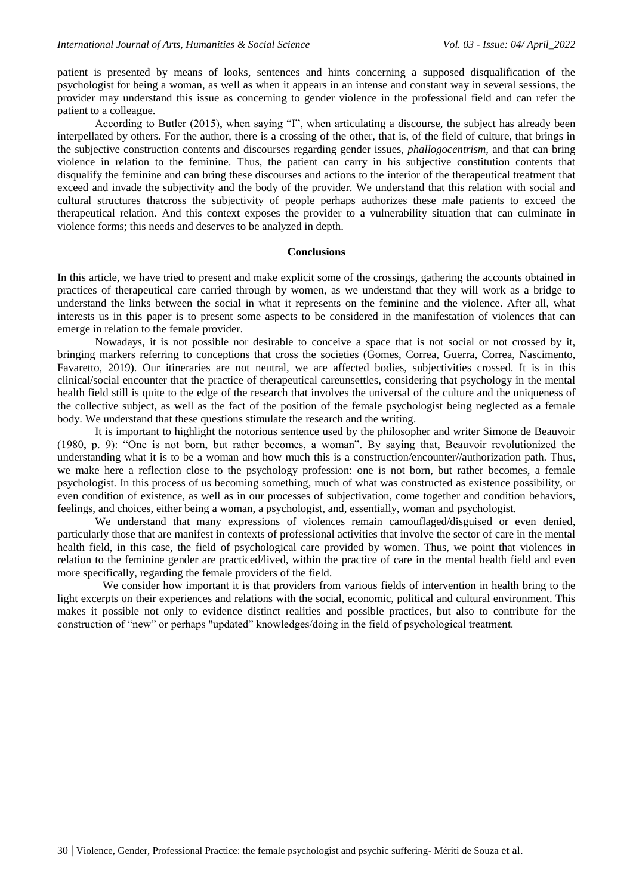patient is presented by means of looks, sentences and hints concerning a supposed disqualification of the psychologist for being a woman, as well as when it appears in an intense and constant way in several sessions, the provider may understand this issue as concerning to gender violence in the professional field and can refer the patient to a colleague.

According to Butler (2015), when saying "I", when articulating a discourse, the subject has already been interpellated by others. For the author, there is a crossing of the other, that is, of the field of culture, that brings in the subjective construction contents and discourses regarding gender issues, *phallogocentrism,* and that can bring violence in relation to the feminine. Thus, the patient can carry in his subjective constitution contents that disqualify the feminine and can bring these discourses and actions to the interior of the therapeutical treatment that exceed and invade the subjectivity and the body of the provider. We understand that this relation with social and cultural structures thatcross the subjectivity of people perhaps authorizes these male patients to exceed the therapeutical relation. And this context exposes the provider to a vulnerability situation that can culminate in violence forms; this needs and deserves to be analyzed in depth.

## Conclusions

In this article, we have tried to present and make explicit some of the crossings, gathering the accounts obtained in practices of therapeutical care carried through by women, as we understand that they will work as a bridge to understand the links between the social in what it represents on the feminine and the violence. After all, what interests us in this paper is to present some aspects to be considered in the manifestation of violences that can emerge in relation to the female provider.

Nowadays, it is not possible nor desirable to conceive a space that is not social or not crossed by it, bringing markers referring to conceptions that cross the societies (Gomes, Correa, Guerra, Correa, Nascimento, Favaretto, 2019). Our itineraries are not neutral, we are affected bodies, subjectivities crossed. It is in this clinical/social encounter that the practice of therapeutical careunsettles, considering that psychology in the mental health field still is quite to the edge of the research that involves the universal of the culture and the uniqueness of the collective subject, as well as the fact of the position of the female psychologist being neglected as a female body. We understand that these questions stimulate the research and the writing.

It is important to highlight the notorious sentence used by the philosopher and writer Simone de Beauvoir (1980, p. 9): "One is not born, but rather becomes, a woman". By saying that, Beauvoir revolutionized the understanding what it is to be a woman and how much this is a construction/encounter//authorization path. Thus, we make here a reflection close to the psychology profession: one is not born, but rather becomes, a female psychologist. In this process of us becoming something, much of what was constructed as existence possibility, or even condition of existence, as well as in our processes of subjectivation, come together and condition behaviors, feelings, and choices, either being a woman, a psychologist, and, essentially, woman and psychologist.

We understand that many expressions of violences remain camouflaged/disguised or even denied, particularly those that are manifest in contexts of professional activities that involve the sector of care in the mental health field, in this case, the field of psychological care provided by women. Thus, we point that violences in relation to the feminine gender are practiced/lived, within the practice of care in the mental health field and even more specifically, regarding the female providers of the field.

We consider how important it is that providers from various fields of intervention in health bring to the light excerpts on their experiences and relations with the social, economic, political and cultural environment. This makes it possible not only to evidence distinct realities and possible practices, but also to contribute for the construction of "new" or perhaps "updated" knowledges/doing in the field of psychological treatment.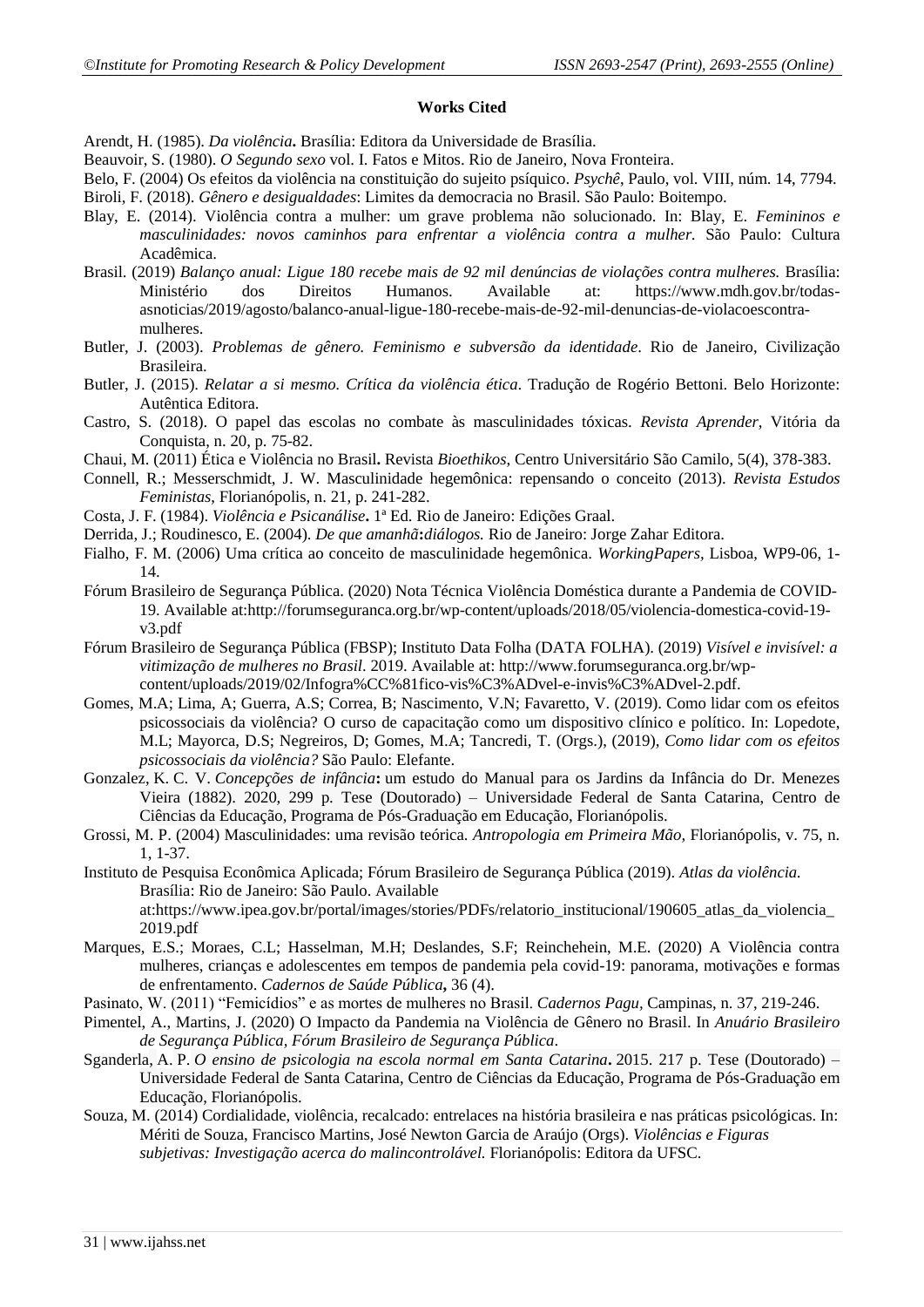**Works Cited**

Arendt, H. (1985). *Da violência***.** Brasília: Editora da Universidade de Brasília.

Beauvoir, S. (1980). *O Segundo sexo* vol. I. Fatos e Mitos. Rio de Janeiro, Nova Fronteira.

Belo, F. (2004) Os efeitos da violência na constituição do sujeito psíquico. *Psychê*, Paulo, vol. VIII, núm. 14, 7794.

Biroli, F. (2018). *Gênero e desigualdades*: Limites da democracia no Brasil. São Paulo: Boitempo.

Blay, E. (2014). Violência contra a mulher: um grave problema não solucionado. In: Blay, E. *Femininos e masculinidades: novos caminhos para enfrentar a violência contra a mulher.* São Paulo: Cultura Acadêmica.

Brasil. (2019) *Balanço anual: Ligue 180 recebe mais de 92 mil denúncias de violações contra mulheres.* Brasília: Ministério dos Direitos Humanos. Available at: https://www.mdh.gov.br/todas-asnoticias/2019/agosto/balanco-anual-ligue-180-recebe-mais-de-92-mil-denuncias-de-violacoescontra-mulheres.

Butler, J. (2003). *Problemas de gênero. Feminismo e subversão da identidade*. Rio de Janeiro, Civilização Brasileira.

Butler, J. (2015). *Relatar a si mesmo. Crítica da violência ética*. Tradução de Rogério Bettoni. Belo Horizonte: Autêntica Editora.

Castro, S. (2018). O papel das escolas no combate às masculinidades tóxicas. *Revista Aprender*, Vitória da Conquista, n. 20, p. 75-82.

Chaui, M. (2011) Ética e Violência no Brasil**.** Revista *Bioethikos*, Centro Universitário São Camilo, 5(4), 378-383.

Connell, R.; Messerschmidt, J. W. Masculinidade hegemônica: repensando o conceito (2013). *Revista Estudos Feministas*, Florianópolis, n. 21, p. 241-282.

Costa, J. F. (1984). *Violência e Psicanálise***.** 1ª Ed. Rio de Janeiro: Edições Graal.

Derrida, J.; Roudinesco, E. (2004). *De que amanhã***:***diálogos.* Rio de Janeiro: Jorge Zahar Editora.

Fialho, F. M. (2006) Uma crítica ao conceito de masculinidade hegemônica. *WorkingPapers*, Lisboa, WP9-06, 1-14.

Fórum Brasileiro de Segurança Pública. (2020) Nota Técnica Violência Doméstica durante a Pandemia de COVID-19. Available at:http://forumseguranca.org.br/wp-content/uploads/2018/05/violencia-domestica-covid-19-v3.pdf

Fórum Brasileiro de Segurança Pública (FBSP); Instituto Data Folha (DATA FOLHA). (2019) *Visível e invisível: a vitimização de mulheres no Brasil*. 2019. Available at: http://www.forumseguranca.org.br/wp-content/uploads/2019/02/Infogra%CC%81fico-vis%C3%ADvel-e-invis%C3%ADvel-2.pdf.

Gomes, M.A; Lima, A; Guerra, A.S; Correa, B; Nascimento, V.N; Favaretto, V. (2019). Como lidar com os efeitos psicossociais da violência? O curso de capacitação como um dispositivo clínico e político. In: Lopedote, M.L; Mayorca, D.S; Negreiros, D; Gomes, M.A; Tancredi, T. (Orgs.), (2019), *Como lidar com os efeitos psicossociais da violência?* São Paulo: Elefante.

Gonzalez, K. C. V. *Concepções de infância***:** um estudo do Manual para os Jardins da Infância do Dr. Menezes Vieira (1882). 2020, 299 p. Tese (Doutorado) – Universidade Federal de Santa Catarina, Centro de Ciências da Educação, Programa de Pós-Graduação em Educação, Florianópolis.

Grossi, M. P. (2004) Masculinidades: uma revisão teórica. *Antropologia em Primeira Mão*, Florianópolis, v. 75, n. 1, 1-37.

Instituto de Pesquisa Econômica Aplicada; Fórum Brasileiro de Segurança Pública (2019). *Atlas da violência.* Brasília: Rio de Janeiro: São Paulo. Available at:https://www.ipea.gov.br/portal/images/stories/PDFs/relatorio_institucional/190605_atlas_da_violencia_2019.pdf

Marques, E.S.; Moraes, C.L; Hasselman, M.H; Deslandes, S.F; Reinchehein, M.E. (2020) A Violência contra mulheres, crianças e adolescentes em tempos de pandemia pela covid-19: panorama, motivações e formas de enfrentamento. *Cadernos de Saúde Pública***,** 36 (4).

Pasinato, W. (2011) "Femicídios" e as mortes de mulheres no Brasil. *Cadernos Pagu*, Campinas, n. 37, 219-246.

Pimentel, A., Martins, J. (2020) O Impacto da Pandemia na Violência de Gênero no Brasil. In *Anuário Brasileiro de Segurança Pública, Fórum Brasileiro de Segurança Pública*.

Sganderla, A. P. *O ensino de psicologia na escola normal em Santa Catarina***.** 2015. 217 p. Tese (Doutorado) – Universidade Federal de Santa Catarina, Centro de Ciências da Educação, Programa de Pós-Graduação em Educação, Florianópolis.

Souza, M. (2014) Cordialidade, violência, recalcado: entrelaces na história brasileira e nas práticas psicológicas. In: Mériti de Souza, Francisco Martins, José Newton Garcia de Araújo (Orgs). *Violências e Figuras subjetivas: Investigação acerca do malincontrolável.* Florianópolis: Editora da UFSC.